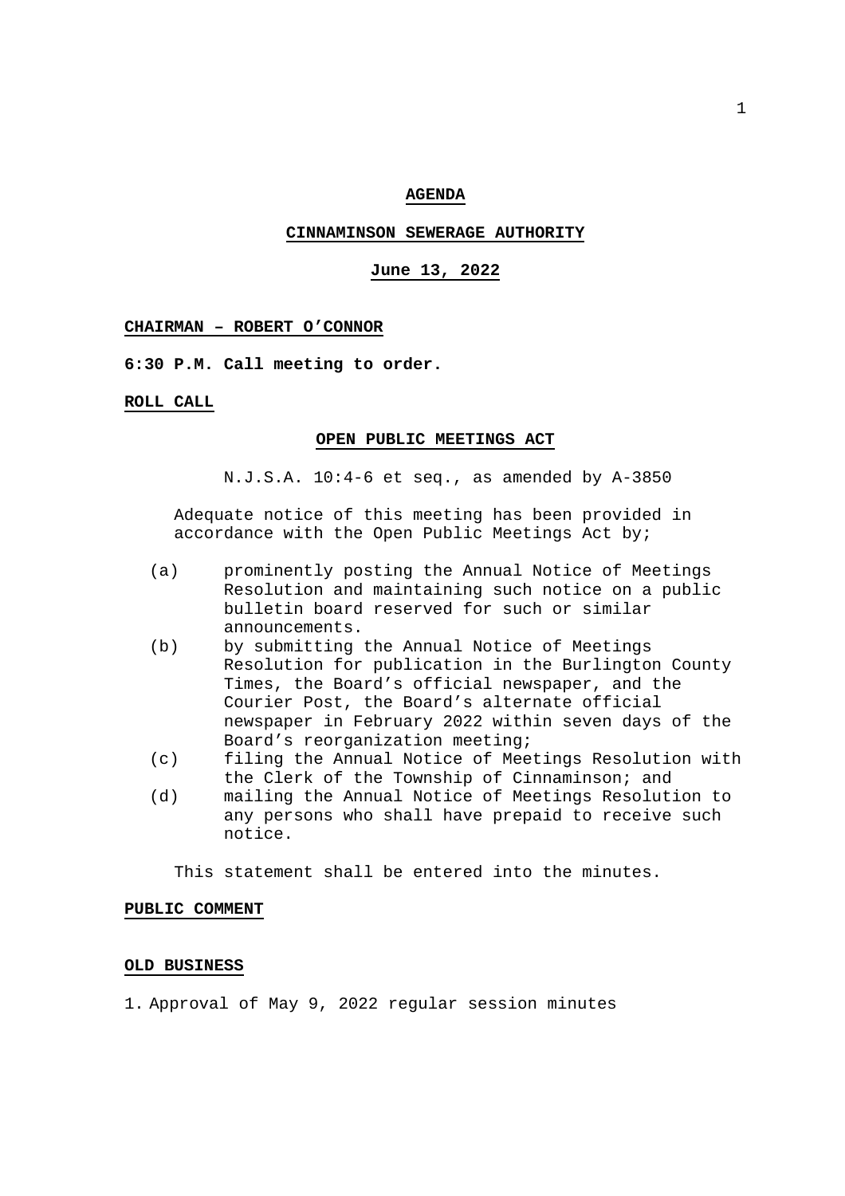# AGENDA

## CINNAMINSON SEWERAGE AUTHORITY

### June 13, 2022

**CHAIRMAN – ROBERT O'CONNOR**

**6:30 P.M. Call meeting to order.**

**ROLL CALL**

**OPEN PUBLIC MEETINGS ACT**

N.J.S.A. 10:4-6 et seq., as amended by A-3850

Adequate notice of this meeting has been provided in accordance with the Open Public Meetings Act by;

(a) prominently posting the Annual Notice of Meetings Resolution and maintaining such notice on a public bulletin board reserved for such or similar announcements.

(b) by submitting the Annual Notice of Meetings Resolution for publication in the Burlington County Times, the Board's official newspaper, and the Courier Post, the Board's alternate official newspaper in February 2022 within seven days of the Board's reorganization meeting;

(c) filing the Annual Notice of Meetings Resolution with the Clerk of the Township of Cinnaminson; and

(d) mailing the Annual Notice of Meetings Resolution to any persons who shall have prepaid to receive such notice.

This statement shall be entered into the minutes.

**PUBLIC COMMENT**

**OLD BUSINESS**

1. Approval of May 9, 2022 regular session minutes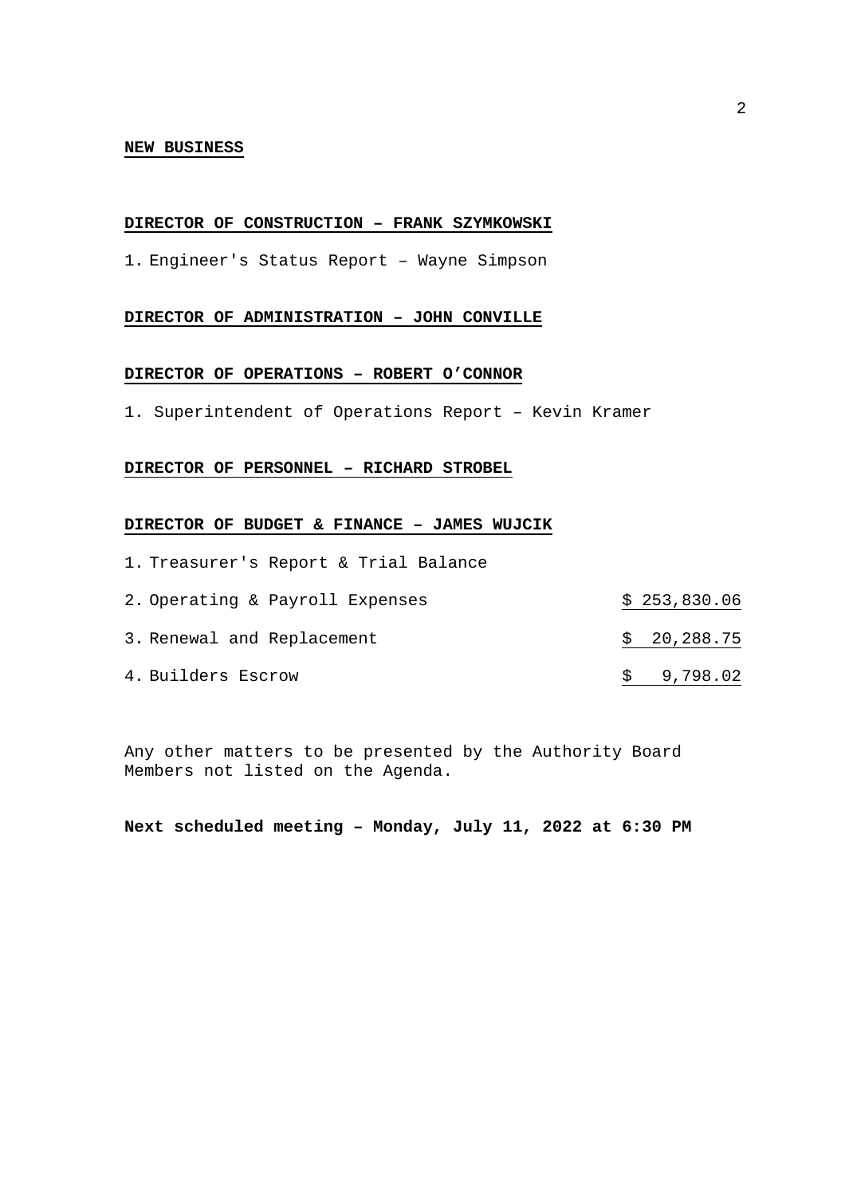**NEW BUSINESS**

**DIRECTOR OF CONSTRUCTION – FRANK SZYMKOWSKI**

1. Engineer's Status Report – Wayne Simpson

**DIRECTOR OF ADMINISTRATION – JOHN CONVILLE**

**DIRECTOR OF OPERATIONS – ROBERT O'CONNOR**

1. Superintendent of Operations Report – Kevin Kramer

**DIRECTOR OF PERSONNEL – RICHARD STROBEL**

**DIRECTOR OF BUDGET & FINANCE – JAMES WUJCIK**

| | |
|---|---|
| 1. Treasurer's Report & Trial Balance | |
| 2. Operating & Payroll Expenses | $ 253,830.06 |
| 3. Renewal and Replacement | $ 20,288.75 |
| 4. Builders Escrow | $ 9,798.02 |

Any other matters to be presented by the Authority Board Members not listed on the Agenda.

**Next scheduled meeting – Monday, July 11, 2022 at 6:30 PM**